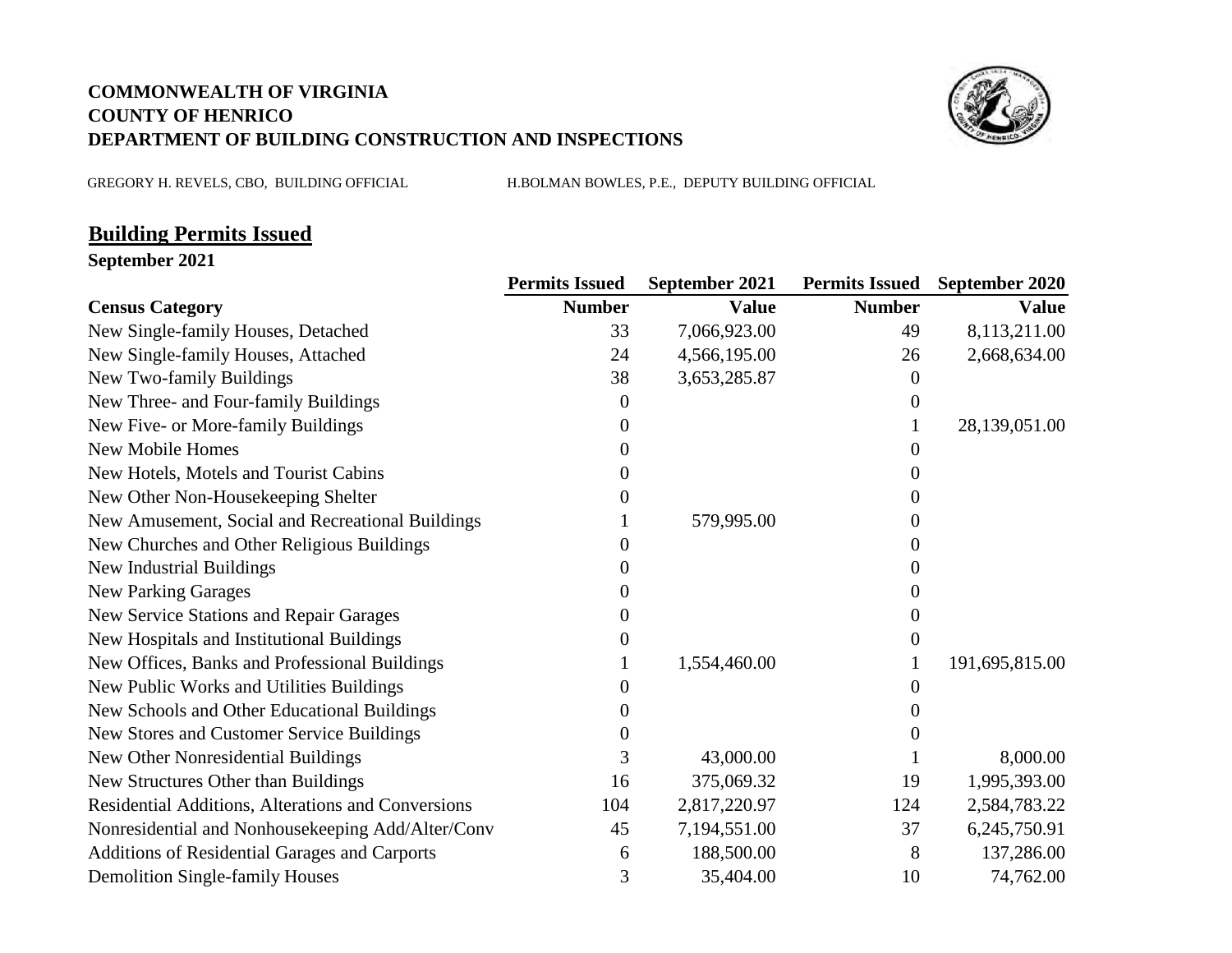**COMMONWEALTH OF VIRGINIA**
**COUNTY OF HENRICO**
**DEPARTMENT OF BUILDING CONSTRUCTION AND INSPECTIONS**

GREGORY H. REVELS, CBO, BUILDING OFFICIAL H.BOLMAN BOWLES, P.E., DEPUTY BUILDING OFFICIAL

## Building Permits Issued

**September 2021**

| | Permits Issued | September 2021 | Permits Issued | September 2020 |
|---|---|---|---|---|
| **Census Category** | **Number** | **Value** | **Number** | **Value** |
| New Single-family Houses, Detached | 33 | 7,066,923.00 | 49 | 8,113,211.00 |
| New Single-family Houses, Attached | 24 | 4,566,195.00 | 26 | 2,668,634.00 |
| New Two-family Buildings | 38 | 3,653,285.87 | 0 | |
| New Three- and Four-family Buildings | 0 | | 0 | |
| New Five- or More-family Buildings | 0 | | 1 | 28,139,051.00 |
| New Mobile Homes | 0 | | 0 | |
| New Hotels, Motels and Tourist Cabins | 0 | | 0 | |
| New Other Non-Housekeeping Shelter | 0 | | 0 | |
| New Amusement, Social and Recreational Buildings | 1 | 579,995.00 | 0 | |
| New Churches and Other Religious Buildings | 0 | | 0 | |
| New Industrial Buildings | 0 | | 0 | |
| New Parking Garages | 0 | | 0 | |
| New Service Stations and Repair Garages | 0 | | 0 | |
| New Hospitals and Institutional Buildings | 0 | | 0 | |
| New Offices, Banks and Professional Buildings | 1 | 1,554,460.00 | 1 | 191,695,815.00 |
| New Public Works and Utilities Buildings | 0 | | 0 | |
| New Schools and Other Educational Buildings | 0 | | 0 | |
| New Stores and Customer Service Buildings | 0 | | 0 | |
| New Other Nonresidential Buildings | 3 | 43,000.00 | 1 | 8,000.00 |
| New Structures Other than Buildings | 16 | 375,069.32 | 19 | 1,995,393.00 |
| Residential Additions, Alterations and Conversions | 104 | 2,817,220.97 | 124 | 2,584,783.22 |
| Nonresidential and Nonhousekeeping Add/Alter/Conv | 45 | 7,194,551.00 | 37 | 6,245,750.91 |
| Additions of Residential Garages and Carports | 6 | 188,500.00 | 8 | 137,286.00 |
| Demolition Single-family Houses | 3 | 35,404.00 | 10 | 74,762.00 |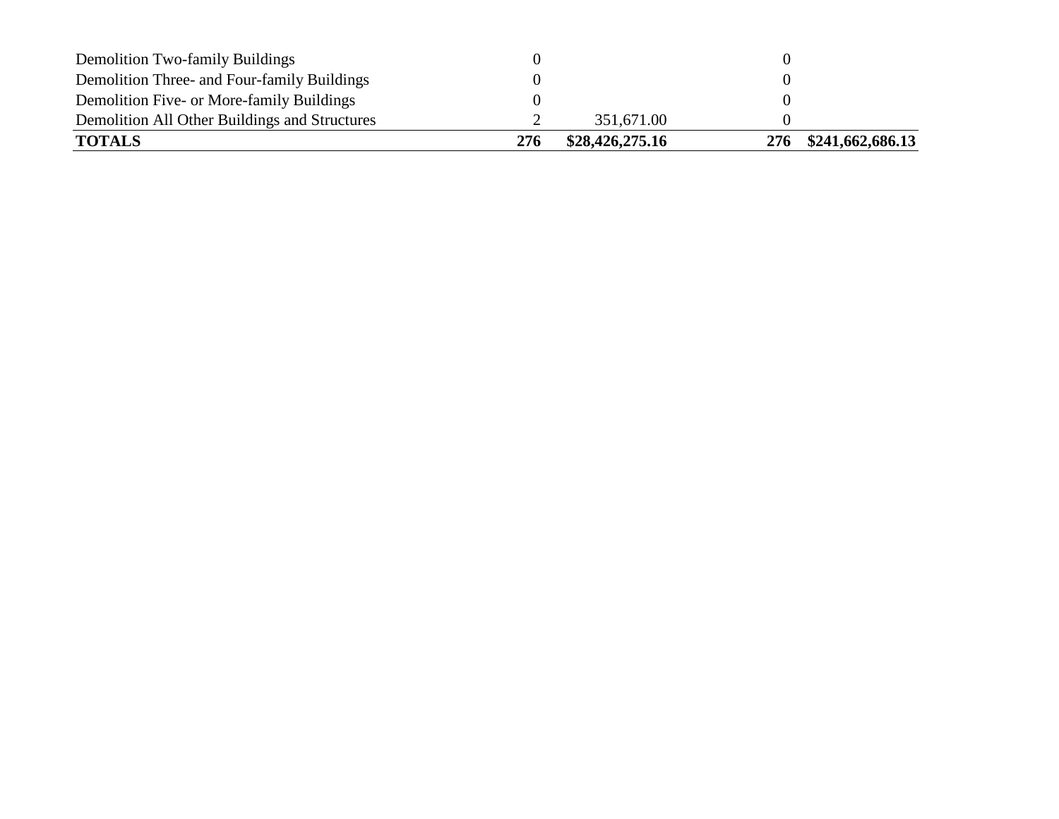| | | | | |
|---|---|---|---|---|
| Demolition Two-family Buildings | 0 | | 0 | |
| Demolition Three- and Four-family Buildings | 0 | | 0 | |
| Demolition Five- or More-family Buildings | 0 | | 0 | |
| Demolition All Other Buildings and Structures | 2 | 351,671.00 | 0 | |
| **TOTALS** | **276** | **$28,426,275.16** | **276** | **$241,662,686.13** |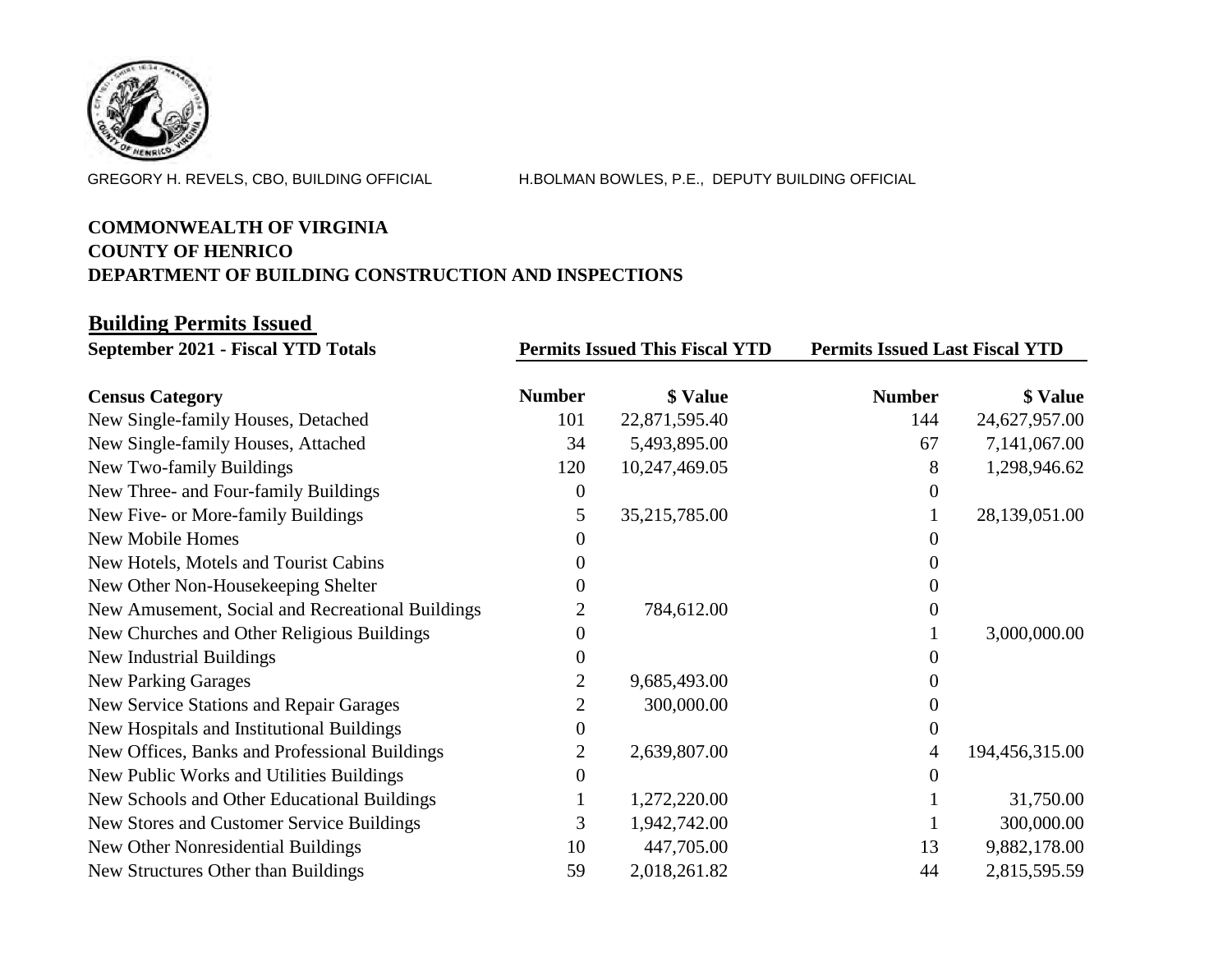GREGORY H. REVELS, CBO, BUILDING OFFICIAL H.BOLMAN BOWLES, P.E., DEPUTY BUILDING OFFICIAL

**COMMONWEALTH OF VIRGINIA**
**COUNTY OF HENRICO**
**DEPARTMENT OF BUILDING CONSTRUCTION AND INSPECTIONS**

## Building Permits Issued

| September 2021 - Fiscal YTD Totals | Permits Issued This Fiscal YTD | | Permits Issued Last Fiscal YTD | |
|---|---|---|---|---|
| **Census Category** | **Number** | **$ Value** | **Number** | **$ Value** |
| New Single-family Houses, Detached | 101 | 22,871,595.40 | 144 | 24,627,957.00 |
| New Single-family Houses, Attached | 34 | 5,493,895.00 | 67 | 7,141,067.00 |
| New Two-family Buildings | 120 | 10,247,469.05 | 8 | 1,298,946.62 |
| New Three- and Four-family Buildings | 0 | | 0 | |
| New Five- or More-family Buildings | 5 | 35,215,785.00 | 1 | 28,139,051.00 |
| New Mobile Homes | 0 | | 0 | |
| New Hotels, Motels and Tourist Cabins | 0 | | 0 | |
| New Other Non-Housekeeping Shelter | 0 | | 0 | |
| New Amusement, Social and Recreational Buildings | 2 | 784,612.00 | 0 | |
| New Churches and Other Religious Buildings | 0 | | 1 | 3,000,000.00 |
| New Industrial Buildings | 0 | | 0 | |
| New Parking Garages | 2 | 9,685,493.00 | 0 | |
| New Service Stations and Repair Garages | 2 | 300,000.00 | 0 | |
| New Hospitals and Institutional Buildings | 0 | | 0 | |
| New Offices, Banks and Professional Buildings | 2 | 2,639,807.00 | 4 | 194,456,315.00 |
| New Public Works and Utilities Buildings | 0 | | 0 | |
| New Schools and Other Educational Buildings | 1 | 1,272,220.00 | 1 | 31,750.00 |
| New Stores and Customer Service Buildings | 3 | 1,942,742.00 | 1 | 300,000.00 |
| New Other Nonresidential Buildings | 10 | 447,705.00 | 13 | 9,882,178.00 |
| New Structures Other than Buildings | 59 | 2,018,261.82 | 44 | 2,815,595.59 |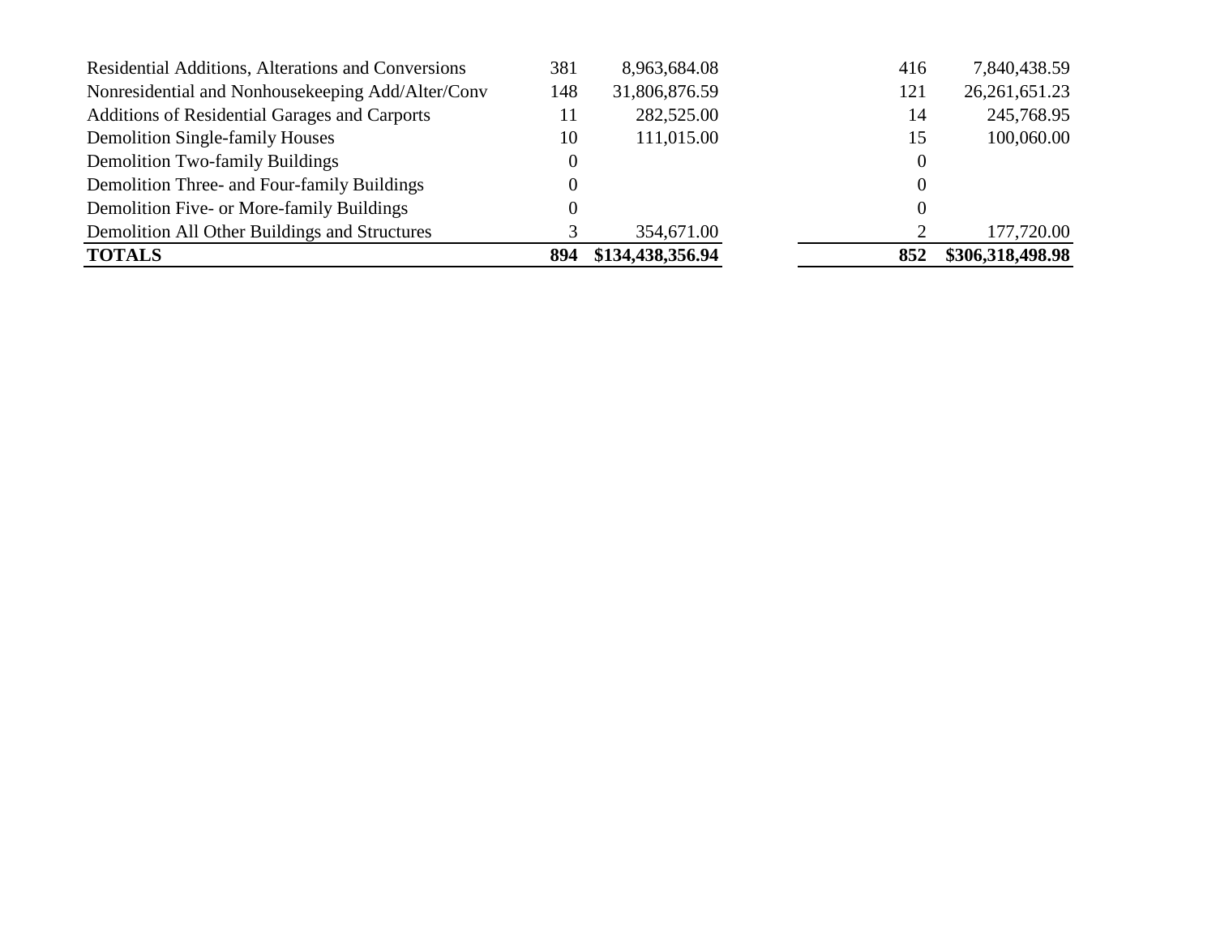| | | | | |
|---|---|---|---|---|
| Residential Additions, Alterations and Conversions | 381 | 8,963,684.08 | 416 | 7,840,438.59 |
| Nonresidential and Nonhousekeeping Add/Alter/Conv | 148 | 31,806,876.59 | 121 | 26,261,651.23 |
| Additions of Residential Garages and Carports | 11 | 282,525.00 | 14 | 245,768.95 |
| Demolition Single-family Houses | 10 | 111,015.00 | 15 | 100,060.00 |
| Demolition Two-family Buildings | 0 | | 0 | |
| Demolition Three- and Four-family Buildings | 0 | | 0 | |
| Demolition Five- or More-family Buildings | 0 | | 0 | |
| Demolition All Other Buildings and Structures | 3 | 354,671.00 | 2 | 177,720.00 |
| **TOTALS** | **894** | **$134,438,356.94** | **852** | **$306,318,498.98** |